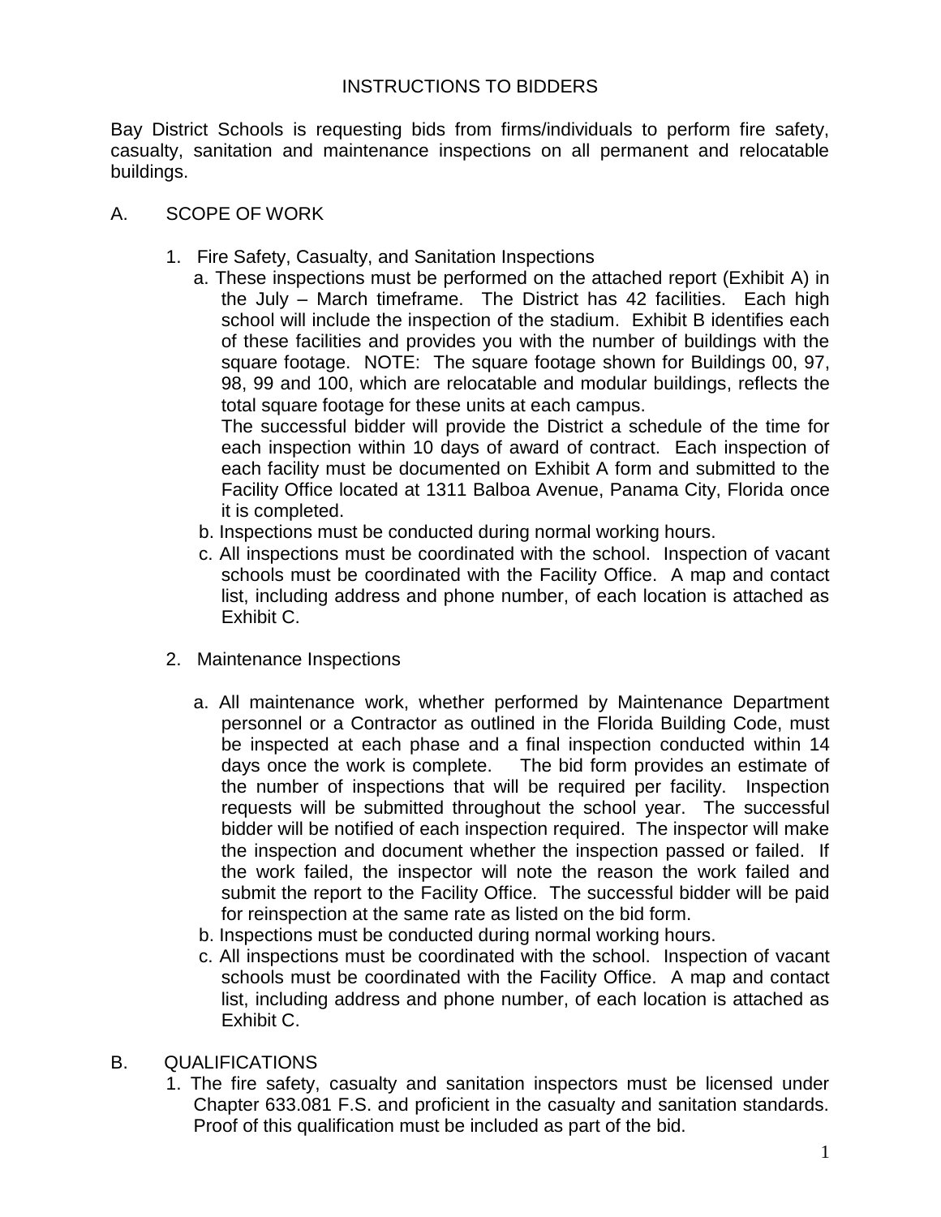# INSTRUCTIONS TO BIDDERS

Bay District Schools is requesting bids from firms/individuals to perform fire safety, casualty, sanitation and maintenance inspections on all permanent and relocatable buildings.

## A. SCOPE OF WORK

1. Fire Safety, Casualty, and Sanitation Inspections
   a. These inspections must be performed on the attached report (Exhibit A) in the July – March timeframe. The District has 42 facilities. Each high school will include the inspection of the stadium. Exhibit B identifies each of these facilities and provides you with the number of buildings with the square footage. NOTE: The square footage shown for Buildings 00, 97, 98, 99 and 100, which are relocatable and modular buildings, reflects the total square footage for these units at each campus.
   The successful bidder will provide the District a schedule of the time for each inspection within 10 days of award of contract. Each inspection of each facility must be documented on Exhibit A form and submitted to the Facility Office located at 1311 Balboa Avenue, Panama City, Florida once it is completed.
   b. Inspections must be conducted during normal working hours.
   c. All inspections must be coordinated with the school. Inspection of vacant schools must be coordinated with the Facility Office. A map and contact list, including address and phone number, of each location is attached as Exhibit C.

2. Maintenance Inspections

   a. All maintenance work, whether performed by Maintenance Department personnel or a Contractor as outlined in the Florida Building Code, must be inspected at each phase and a final inspection conducted within 14 days once the work is complete. The bid form provides an estimate of the number of inspections that will be required per facility. Inspection requests will be submitted throughout the school year. The successful bidder will be notified of each inspection required. The inspector will make the inspection and document whether the inspection passed or failed. If the work failed, the inspector will note the reason the work failed and submit the report to the Facility Office. The successful bidder will be paid for reinspection at the same rate as listed on the bid form.
   b. Inspections must be conducted during normal working hours.
   c. All inspections must be coordinated with the school. Inspection of vacant schools must be coordinated with the Facility Office. A map and contact list, including address and phone number, of each location is attached as Exhibit C.

## B. QUALIFICATIONS

1. The fire safety, casualty and sanitation inspectors must be licensed under Chapter 633.081 F.S. and proficient in the casualty and sanitation standards. Proof of this qualification must be included as part of the bid.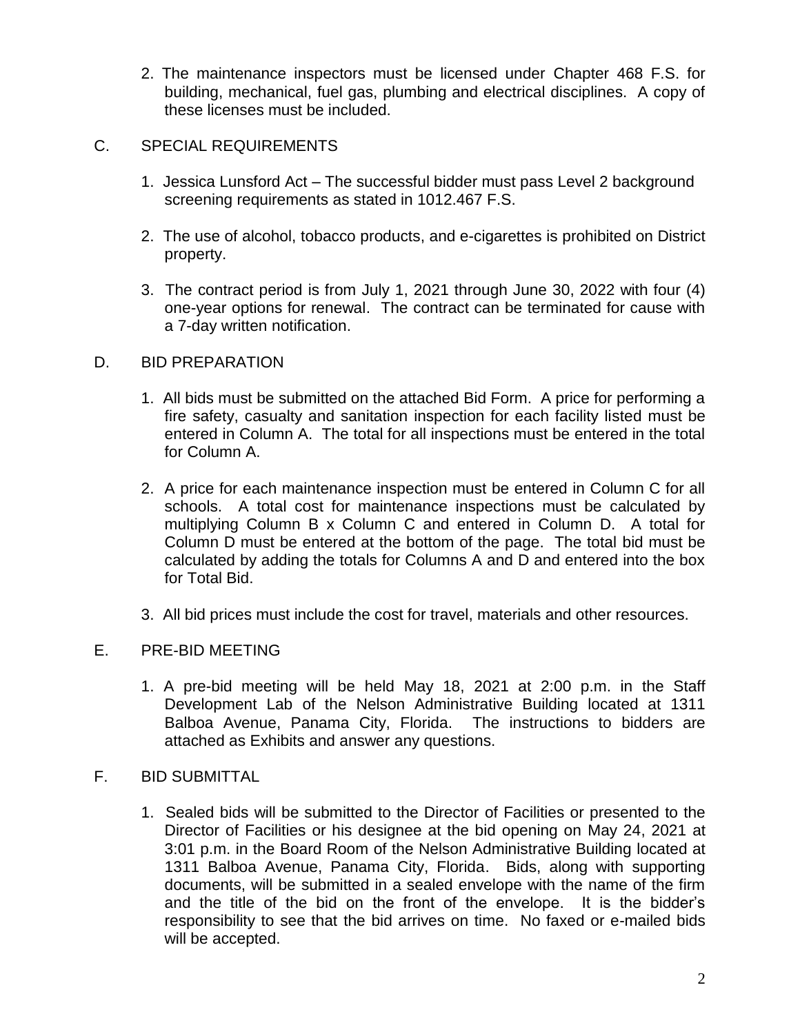2. The maintenance inspectors must be licensed under Chapter 468 F.S. for building, mechanical, fuel gas, plumbing and electrical disciplines. A copy of these licenses must be included.

C. SPECIAL REQUIREMENTS

1. Jessica Lunsford Act – The successful bidder must pass Level 2 background screening requirements as stated in 1012.467 F.S.

2. The use of alcohol, tobacco products, and e-cigarettes is prohibited on District property.

3. The contract period is from July 1, 2021 through June 30, 2022 with four (4) one-year options for renewal. The contract can be terminated for cause with a 7-day written notification.

D. BID PREPARATION

1. All bids must be submitted on the attached Bid Form. A price for performing a fire safety, casualty and sanitation inspection for each facility listed must be entered in Column A. The total for all inspections must be entered in the total for Column A.

2. A price for each maintenance inspection must be entered in Column C for all schools. A total cost for maintenance inspections must be calculated by multiplying Column B x Column C and entered in Column D. A total for Column D must be entered at the bottom of the page. The total bid must be calculated by adding the totals for Columns A and D and entered into the box for Total Bid.

3. All bid prices must include the cost for travel, materials and other resources.

E. PRE-BID MEETING

1. A pre-bid meeting will be held May 18, 2021 at 2:00 p.m. in the Staff Development Lab of the Nelson Administrative Building located at 1311 Balboa Avenue, Panama City, Florida. The instructions to bidders are attached as Exhibits and answer any questions.

F. BID SUBMITTAL

1. Sealed bids will be submitted to the Director of Facilities or presented to the Director of Facilities or his designee at the bid opening on May 24, 2021 at 3:01 p.m. in the Board Room of the Nelson Administrative Building located at 1311 Balboa Avenue, Panama City, Florida. Bids, along with supporting documents, will be submitted in a sealed envelope with the name of the firm and the title of the bid on the front of the envelope. It is the bidder's responsibility to see that the bid arrives on time. No faxed or e-mailed bids will be accepted.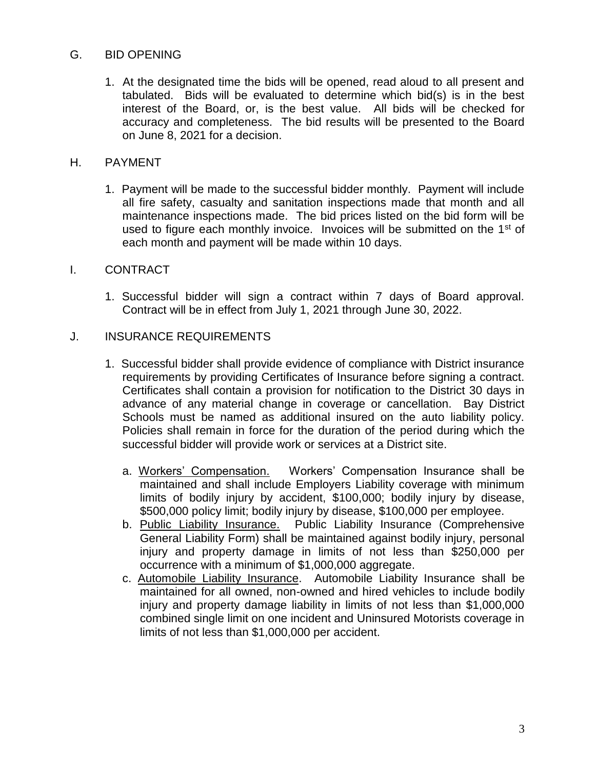## G. BID OPENING

1. At the designated time the bids will be opened, read aloud to all present and tabulated. Bids will be evaluated to determine which bid(s) is in the best interest of the Board, or, is the best value. All bids will be checked for accuracy and completeness. The bid results will be presented to the Board on June 8, 2021 for a decision.

## H. PAYMENT

1. Payment will be made to the successful bidder monthly. Payment will include all fire safety, casualty and sanitation inspections made that month and all maintenance inspections made. The bid prices listed on the bid form will be used to figure each monthly invoice. Invoices will be submitted on the 1st of each month and payment will be made within 10 days.

## I. CONTRACT

1. Successful bidder will sign a contract within 7 days of Board approval. Contract will be in effect from July 1, 2021 through June 30, 2022.

## J. INSURANCE REQUIREMENTS

1. Successful bidder shall provide evidence of compliance with District insurance requirements by providing Certificates of Insurance before signing a contract. Certificates shall contain a provision for notification to the District 30 days in advance of any material change in coverage or cancellation. Bay District Schools must be named as additional insured on the auto liability policy. Policies shall remain in force for the duration of the period during which the successful bidder will provide work or services at a District site.

   a. Workers' Compensation. Workers' Compensation Insurance shall be maintained and shall include Employers Liability coverage with minimum limits of bodily injury by accident, $100,000; bodily injury by disease, $500,000 policy limit; bodily injury by disease, $100,000 per employee.

   b. Public Liability Insurance. Public Liability Insurance (Comprehensive General Liability Form) shall be maintained against bodily injury, personal injury and property damage in limits of not less than $250,000 per occurrence with a minimum of $1,000,000 aggregate.

   c. Automobile Liability Insurance. Automobile Liability Insurance shall be maintained for all owned, non-owned and hired vehicles to include bodily injury and property damage liability in limits of not less than $1,000,000 combined single limit on one incident and Uninsured Motorists coverage in limits of not less than $1,000,000 per accident.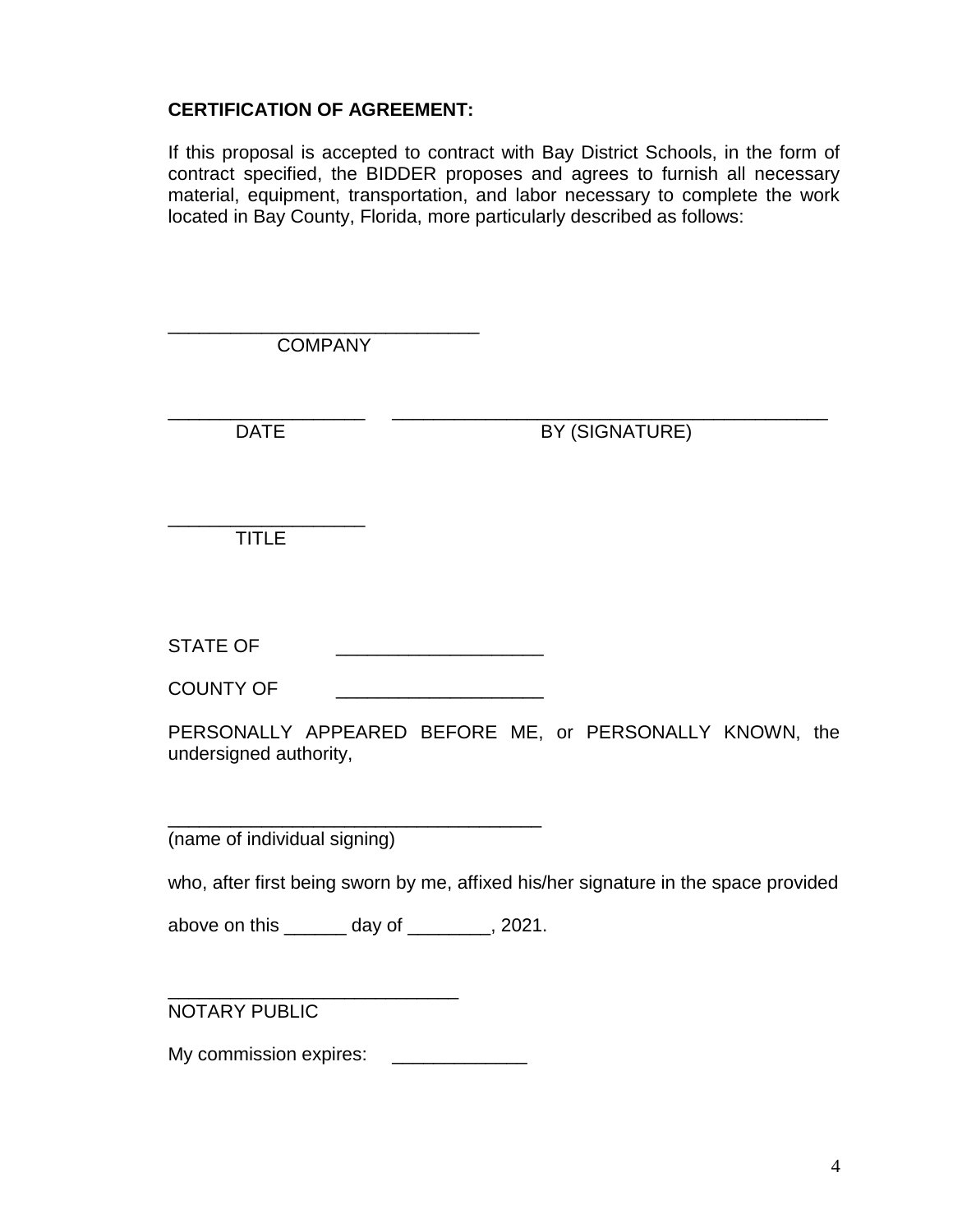**CERTIFICATION OF AGREEMENT:**

If this proposal is accepted to contract with Bay District Schools, in the form of contract specified, the BIDDER proposes and agrees to furnish all necessary material, equipment, transportation, and labor necessary to complete the work located in Bay County, Florida, more particularly described as follows:

______________________________
COMPANY

___________________ ________________________________________
DATE BY (SIGNATURE)

___________________
TITLE

STATE OF ____________________

COUNTY OF ____________________

PERSONALLY APPEARED BEFORE ME, or PERSONALLY KNOWN, the undersigned authority,

____________________________________
(name of individual signing)

who, after first being sworn by me, affixed his/her signature in the space provided

above on this ______ day of ________, 2021.

____________________________
NOTARY PUBLIC

My commission expires: _____________